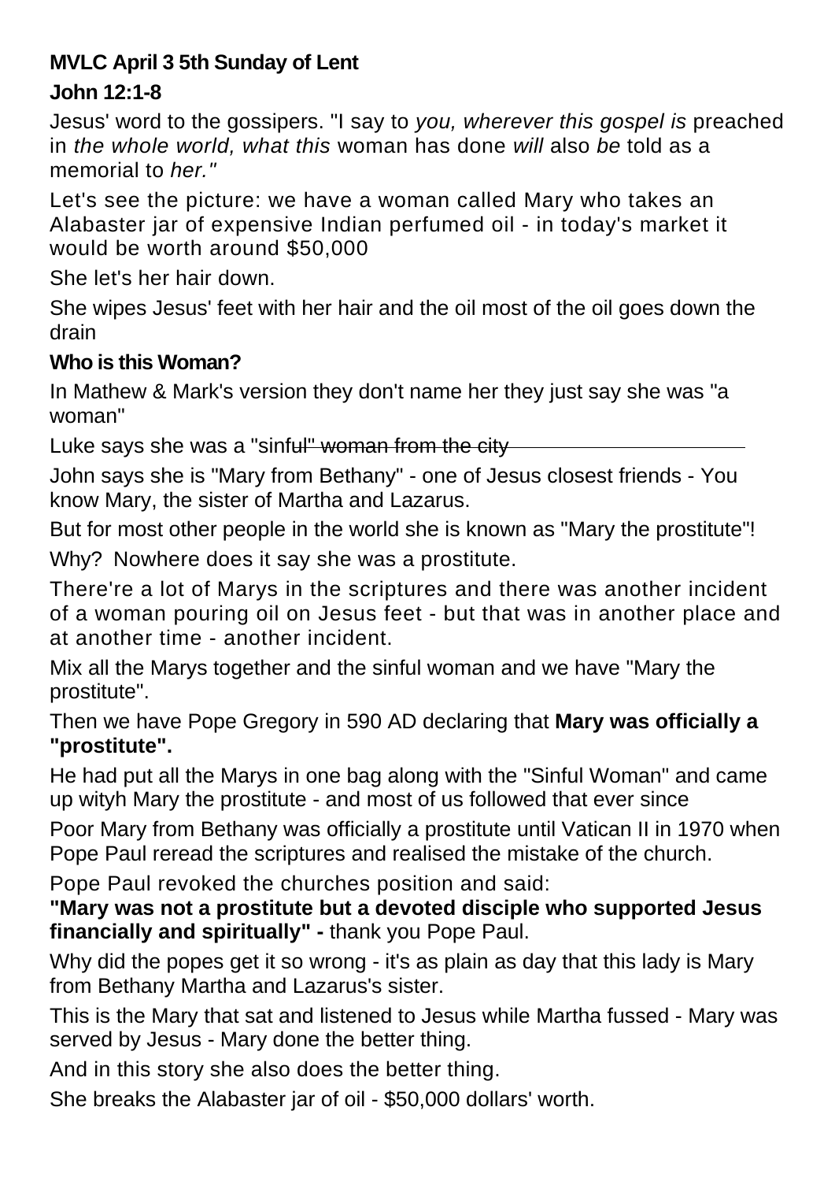**MVLC April 3 5th Sunday of Lent**

**John 12:1-8**

Jesus' word to the gossipers. "I say to *you, wherever this gospel is* preached in *the whole world, what this* woman has done *will* also *be* told as a memorial to *her."*

Let's see the picture: we have a woman called Mary who takes an Alabaster jar of expensive Indian perfumed oil - in today's market it would be worth around $50,000

She let's her hair down.

She wipes Jesus' feet with her hair and the oil most of the oil goes down the drain

**Who is this Woman?**

In Mathew & Mark's version they don't name her they just say she was "a woman"

Luke says she was a "sinful" woman from the city

John says she is "Mary from Bethany" - one of Jesus closest friends - You know Mary, the sister of Martha and Lazarus.

But for most other people in the world she is known as "Mary the prostitute"!

Why? Nowhere does it say she was a prostitute.

There're a lot of Marys in the scriptures and there was another incident of a woman pouring oil on Jesus feet - but that was in another place and at another time - another incident.

Mix all the Marys together and the sinful woman and we have "Mary the prostitute".

Then we have Pope Gregory in 590 AD declaring that **Mary was officially a "prostitute".**

He had put all the Marys in one bag along with the "Sinful Woman" and came up wityh Mary the prostitute - and most of us followed that ever since

Poor Mary from Bethany was officially a prostitute until Vatican II in 1970 when Pope Paul reread the scriptures and realised the mistake of the church.

Pope Paul revoked the churches position and said:

**"Mary was not a prostitute but a devoted disciple who supported Jesus financially and spiritually" -** thank you Pope Paul.

Why did the popes get it so wrong - it's as plain as day that this lady is Mary from Bethany Martha and Lazarus's sister.

This is the Mary that sat and listened to Jesus while Martha fussed - Mary was served by Jesus - Mary done the better thing.

And in this story she also does the better thing.

She breaks the Alabaster jar of oil - $50,000 dollars' worth.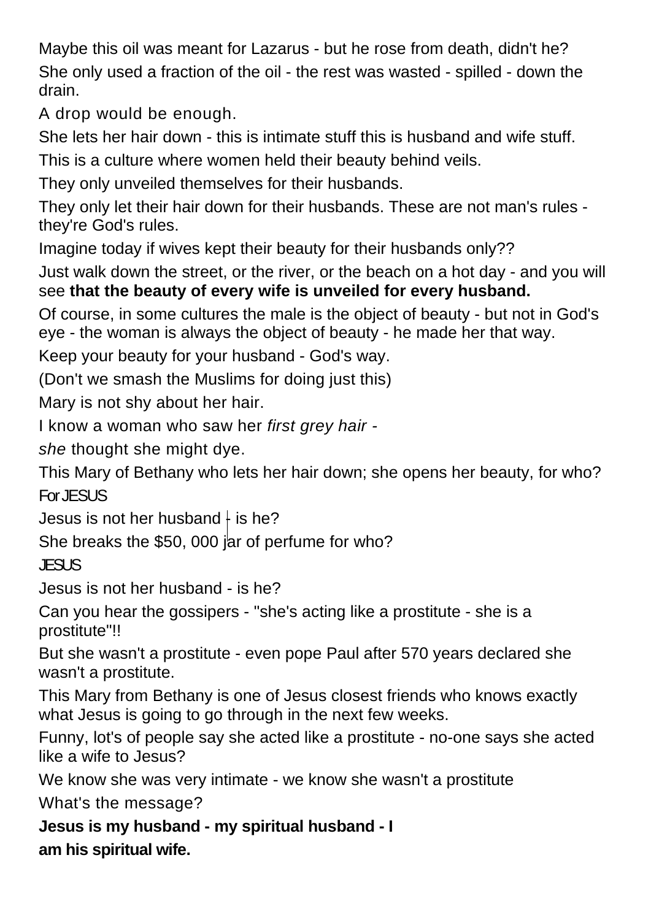Maybe this oil was meant for Lazarus - but he rose from death, didn't he?

She only used a fraction of the oil - the rest was wasted - spilled - down the drain.

A drop would be enough.

She lets her hair down - this is intimate stuff this is husband and wife stuff.

This is a culture where women held their beauty behind veils.

They only unveiled themselves for their husbands.

They only let their hair down for their husbands. These are not man's rules - they're God's rules.

Imagine today if wives kept their beauty for their husbands only??

Just walk down the street, or the river, or the beach on a hot day - and you will see **that the beauty of every wife is unveiled for every husband.**

Of course, in some cultures the male is the object of beauty - but not in God's eye - the woman is always the object of beauty - he made her that way.

Keep your beauty for your husband - God's way.

(Don't we smash the Muslims for doing just this)

Mary is not shy about her hair.

I know a woman who saw her *first grey hair -*

*she* thought she might dye.

This Mary of Bethany who lets her hair down; she opens her beauty, for who?

For JESUS

Jesus is not her husband - is he?

She breaks the $50, 000 jar of perfume for who?

JESUS

Jesus is not her husband - is he?

Can you hear the gossipers - "she's acting like a prostitute - she is a prostitute"!!

But she wasn't a prostitute - even pope Paul after 570 years declared she wasn't a prostitute.

This Mary from Bethany is one of Jesus closest friends who knows exactly what Jesus is going to go through in the next few weeks.

Funny, lot's of people say she acted like a prostitute - no-one says she acted like a wife to Jesus?

We know she was very intimate - we know she wasn't a prostitute

What's the message?

**Jesus is my husband - my spiritual husband - I am his spiritual wife.**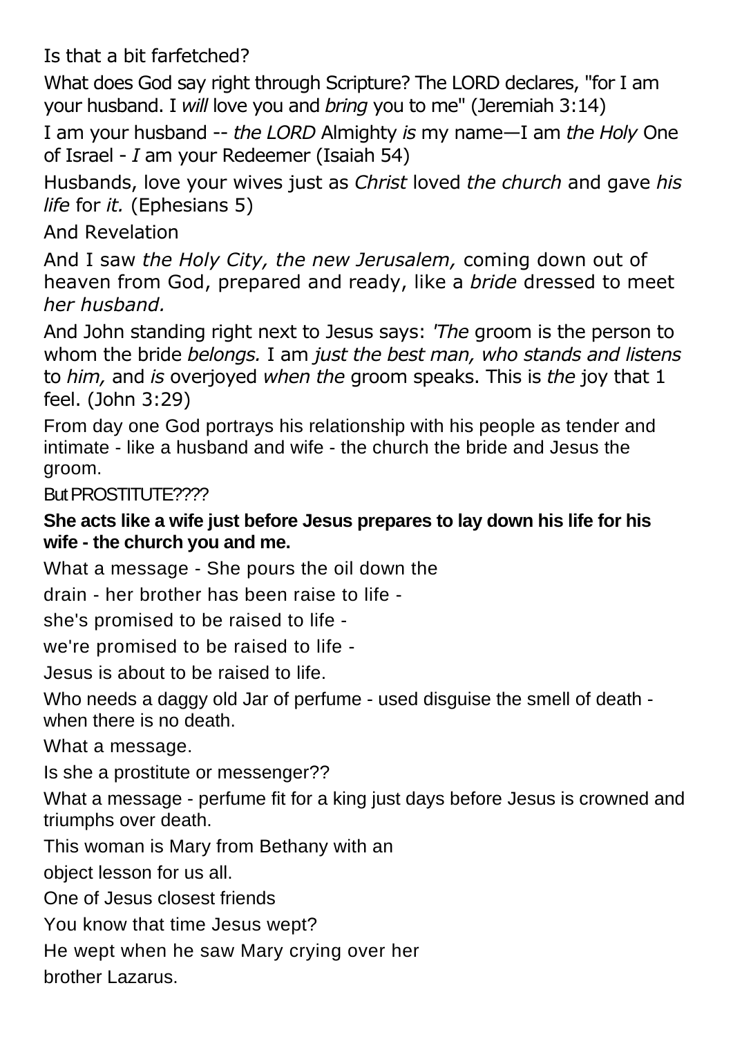Is that a bit farfetched?

What does God say right through Scripture? The LORD declares, "for I am your husband. I *will* love you and *bring* you to me" (Jeremiah 3:14)

I am your husband -- *the LORD* Almighty *is* my name—I am *the Holy* One of Israel - *I* am your Redeemer (Isaiah 54)

Husbands, love your wives just as *Christ* loved *the church* and gave *his life* for *it.* (Ephesians 5)

And Revelation

And I saw *the Holy City, the new Jerusalem,* coming down out of heaven from God, prepared and ready, like a *bride* dressed to meet *her husband.*

And John standing right next to Jesus says: *'The* groom is the person to whom the bride *belongs.* I am *just the best man, who stands and listens* to *him,* and *is* overjoyed *when the* groom speaks. This is *the* joy that 1 feel. (John 3:29)

From day one God portrays his relationship with his people as tender and intimate - like a husband and wife - the church the bride and Jesus the groom.

But PROSTITUTE????

**She acts like a wife just before Jesus prepares to lay down his life for his wife - the church you and me.**

What a message - She pours the oil down the

drain - her brother has been raise to life -

she's promised to be raised to life -

we're promised to be raised to life -

Jesus is about to be raised to life.

Who needs a daggy old Jar of perfume - used disguise the smell of death - when there is no death.

What a message.

Is she a prostitute or messenger??

What a message - perfume fit for a king just days before Jesus is crowned and triumphs over death.

This woman is Mary from Bethany with an

object lesson for us all.

One of Jesus closest friends

You know that time Jesus wept?

He wept when he saw Mary crying over her

brother Lazarus.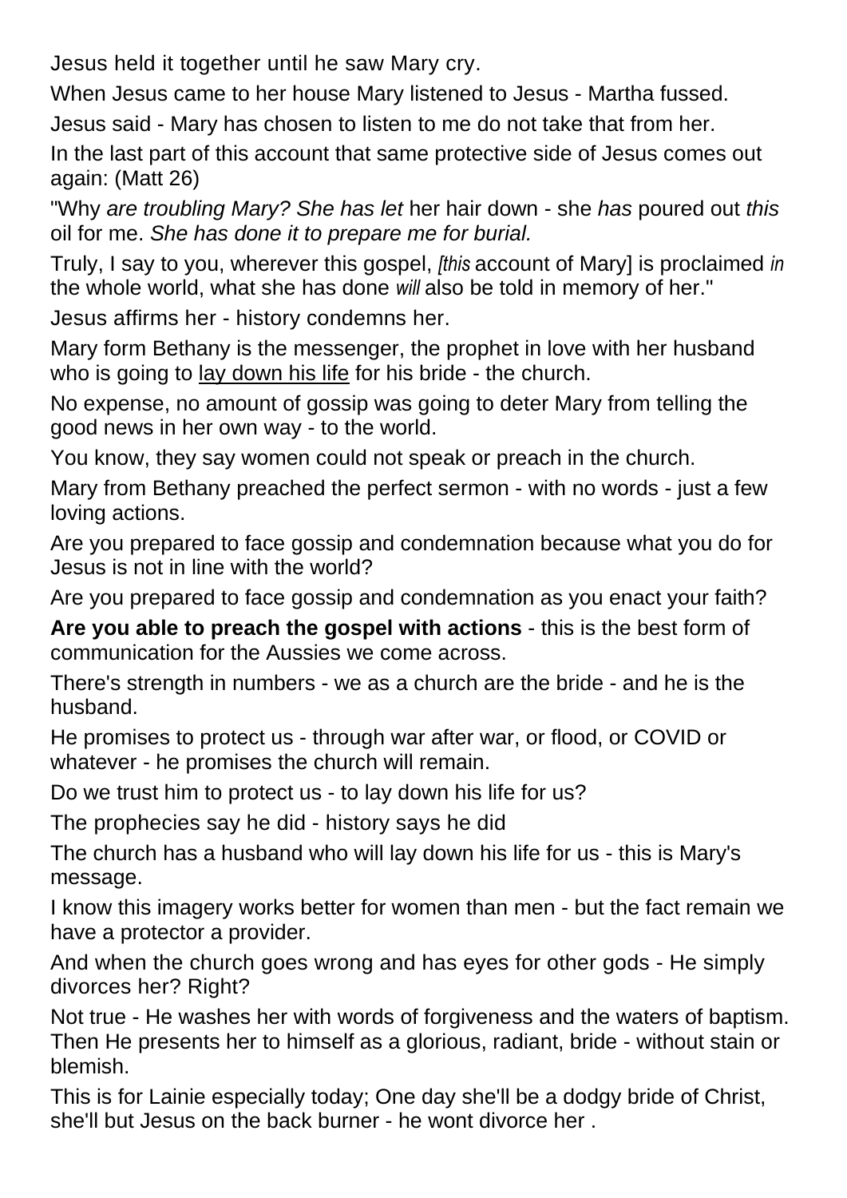Jesus held it together until he saw Mary cry.

When Jesus came to her house Mary listened to Jesus - Martha fussed.

Jesus said - Mary has chosen to listen to me do not take that from her.

In the last part of this account that same protective side of Jesus comes out again: (Matt 26)

"Why *are troubling Mary? She has let* her hair down - she *has* poured out *this* oil for me. *She has done it to prepare me for burial.*

Truly, I say to you, wherever this gospel, *[this* account of Mary] is proclaimed *in* the whole world, what she has done *will* also be told in memory of her."

Jesus affirms her - history condemns her.

Mary form Bethany is the messenger, the prophet in love with her husband who is going to <u>lay down his life</u> for his bride - the church.

No expense, no amount of gossip was going to deter Mary from telling the good news in her own way - to the world.

You know, they say women could not speak or preach in the church.

Mary from Bethany preached the perfect sermon - with no words - just a few loving actions.

Are you prepared to face gossip and condemnation because what you do for Jesus is not in line with the world?

Are you prepared to face gossip and condemnation as you enact your faith?

**Are you able to preach the gospel with actions** - this is the best form of communication for the Aussies we come across.

There's strength in numbers - we as a church are the bride - and he is the husband.

He promises to protect us - through war after war, or flood, or COVID or whatever - he promises the church will remain.

Do we trust him to protect us - to lay down his life for us?

The prophecies say he did - history says he did

The church has a husband who will lay down his life for us - this is Mary's message.

I know this imagery works better for women than men - but the fact remain we have a protector a provider.

And when the church goes wrong and has eyes for other gods - He simply divorces her? Right?

Not true - He washes her with words of forgiveness and the waters of baptism. Then He presents her to himself as a glorious, radiant, bride - without stain or blemish.

This is for Lainie especially today; One day she'll be a dodgy bride of Christ, she'll but Jesus on the back burner - he wont divorce her .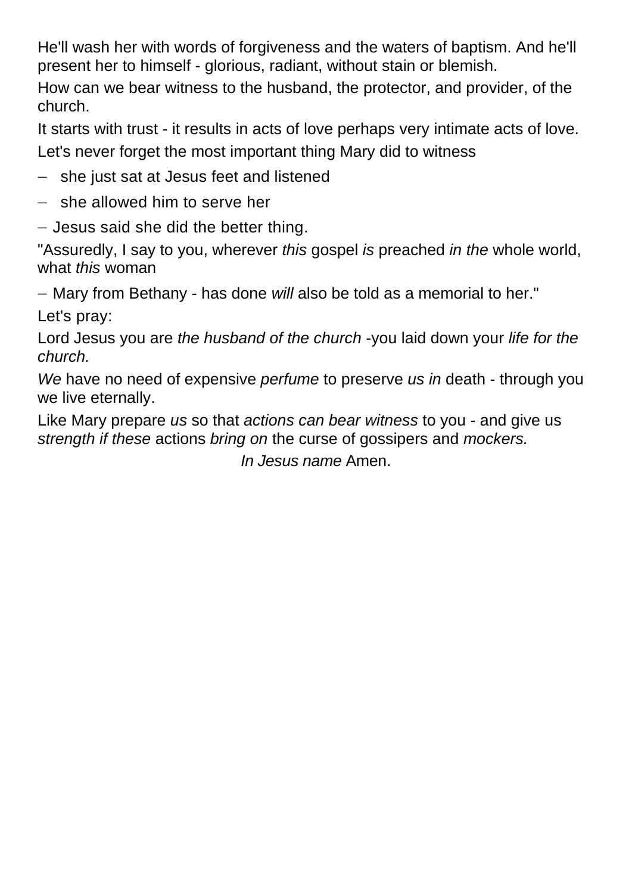He'll wash her with words of forgiveness and the waters of baptism. And he'll present her to himself - glorious, radiant, without stain or blemish.

How can we bear witness to the husband, the protector, and provider, of the church.

It starts with trust - it results in acts of love perhaps very intimate acts of love.

Let's never forget the most important thing Mary did to witness

- she just sat at Jesus feet and listened
- she allowed him to serve her
- Jesus said she did the better thing.

"Assuredly, I say to you, wherever *this* gospel *is* preached *in the* whole world, what *this* woman

– Mary from Bethany - has done *will* also be told as a memorial to her."

Let's pray:

Lord Jesus you are *the husband of the church* -you laid down your *life for the church.*

*We* have no need of expensive *perfume* to preserve *us in* death - through you we live eternally.

Like Mary prepare *us* so that *actions can bear witness* to you - and give us *strength if these* actions *bring on* the curse of gossipers and *mockers.*

*In Jesus name* Amen.